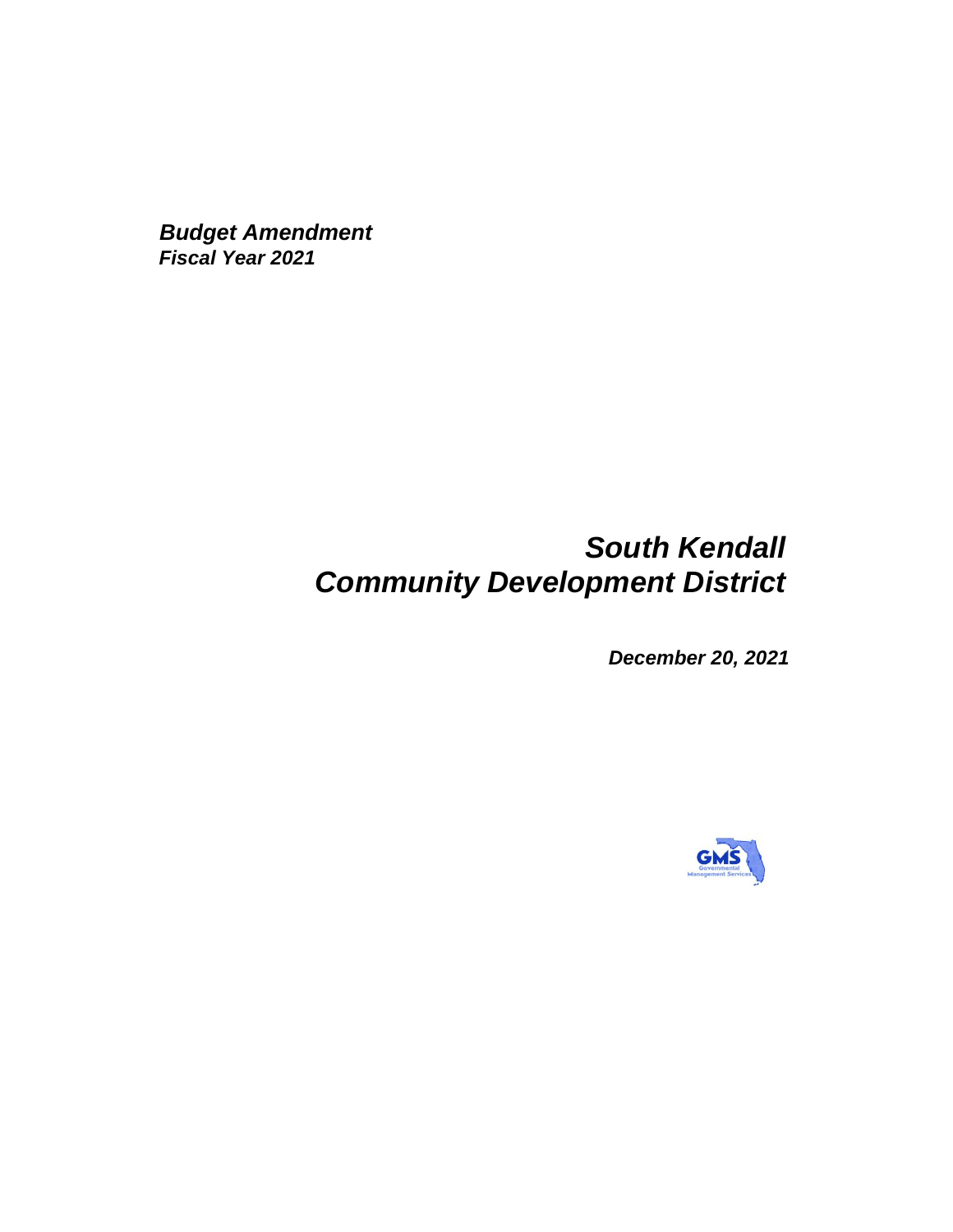***Budget Amendment***
***Fiscal Year 2021***

# *South Kendall Community Development District*

***December 20, 2021***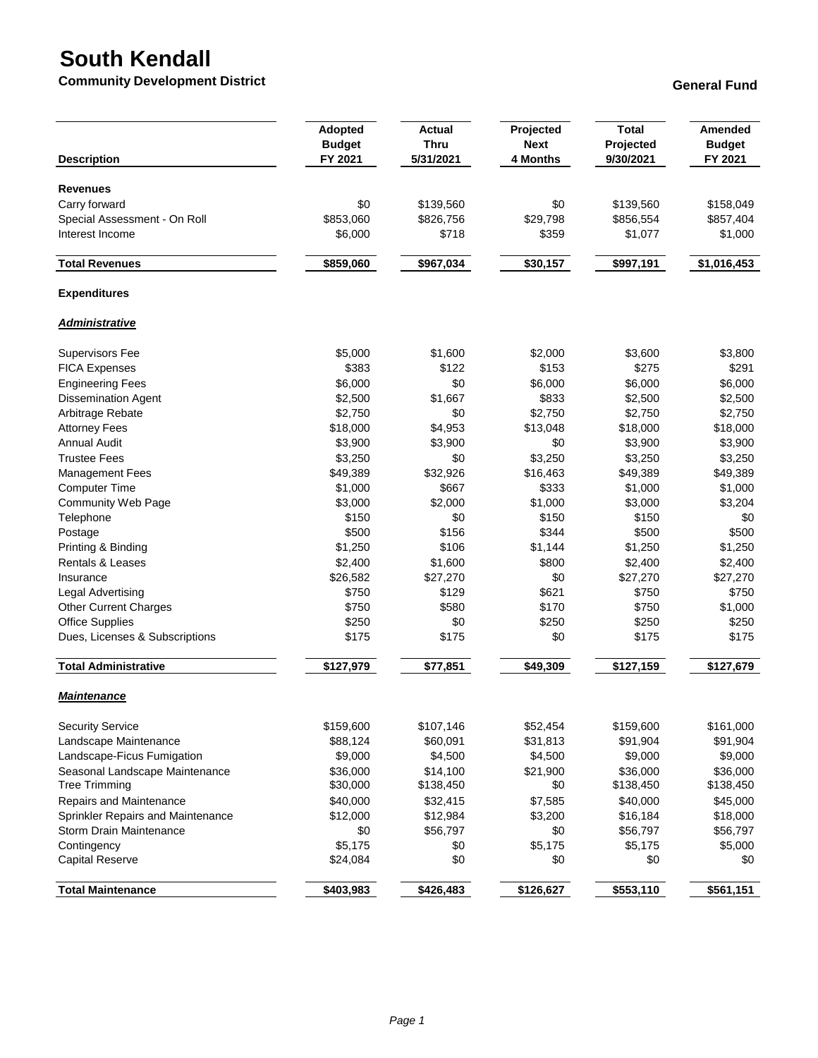# South Kendall

**Community Development District**

**General Fund**

| Description | Adopted Budget FY 2021 | Actual Thru 5/31/2021 | Projected Next 4 Months | Total Projected 9/30/2021 | Amended Budget FY 2021 |
|---|---|---|---|---|---|
| **Revenues** | | | | | |
| Carry forward | $0 | $139,560 | $0 | $139,560 | $158,049 |
| Special Assessment - On Roll | $853,060 | $826,756 | $29,798 | $856,554 | $857,404 |
| Interest Income | $6,000 | $718 | $359 | $1,077 | $1,000 |
| **Total Revenues** | **$859,060** | **$967,034** | **$30,157** | **$997,191** | **$1,016,453** |
| **Expenditures** | | | | | |
| ***Administrative*** | | | | | |
| Supervisors Fee | $5,000 | $1,600 | $2,000 | $3,600 | $3,800 |
| FICA Expenses | $383 | $122 | $153 | $275 | $291 |
| Engineering Fees | $6,000 | $0 | $6,000 | $6,000 | $6,000 |
| Dissemination Agent | $2,500 | $1,667 | $833 | $2,500 | $2,500 |
| Arbitrage Rebate | $2,750 | $0 | $2,750 | $2,750 | $2,750 |
| Attorney Fees | $18,000 | $4,953 | $13,048 | $18,000 | $18,000 |
| Annual Audit | $3,900 | $3,900 | $0 | $3,900 | $3,900 |
| Trustee Fees | $3,250 | $0 | $3,250 | $3,250 | $3,250 |
| Management Fees | $49,389 | $32,926 | $16,463 | $49,389 | $49,389 |
| Computer Time | $1,000 | $667 | $333 | $1,000 | $1,000 |
| Community Web Page | $3,000 | $2,000 | $1,000 | $3,000 | $3,204 |
| Telephone | $150 | $0 | $150 | $150 | $0 |
| Postage | $500 | $156 | $344 | $500 | $500 |
| Printing & Binding | $1,250 | $106 | $1,144 | $1,250 | $1,250 |
| Rentals & Leases | $2,400 | $1,600 | $800 | $2,400 | $2,400 |
| Insurance | $26,582 | $27,270 | $0 | $27,270 | $27,270 |
| Legal Advertising | $750 | $129 | $621 | $750 | $750 |
| Other Current Charges | $750 | $580 | $170 | $750 | $1,000 |
| Office Supplies | $250 | $0 | $250 | $250 | $250 |
| Dues, Licenses & Subscriptions | $175 | $175 | $0 | $175 | $175 |
| **Total Administrative** | **$127,979** | **$77,851** | **$49,309** | **$127,159** | **$127,679** |
| ***Maintenance*** | | | | | |
| Security Service | $159,600 | $107,146 | $52,454 | $159,600 | $161,000 |
| Landscape Maintenance | $88,124 | $60,091 | $31,813 | $91,904 | $91,904 |
| Landscape-Ficus Fumigation | $9,000 | $4,500 | $4,500 | $9,000 | $9,000 |
| Seasonal Landscape Maintenance | $36,000 | $14,100 | $21,900 | $36,000 | $36,000 |
| Tree Trimming | $30,000 | $138,450 | $0 | $138,450 | $138,450 |
| Repairs and Maintenance | $40,000 | $32,415 | $7,585 | $40,000 | $45,000 |
| Sprinkler Repairs and Maintenance | $12,000 | $12,984 | $3,200 | $16,184 | $18,000 |
| Storm Drain Maintenance | $0 | $56,797 | $0 | $56,797 | $56,797 |
| Contingency | $5,175 | $0 | $5,175 | $5,175 | $5,000 |
| Capital Reserve | $24,084 | $0 | $0 | $0 | $0 |
| **Total Maintenance** | **$403,983** | **$426,483** | **$126,627** | **$553,110** | **$561,151** |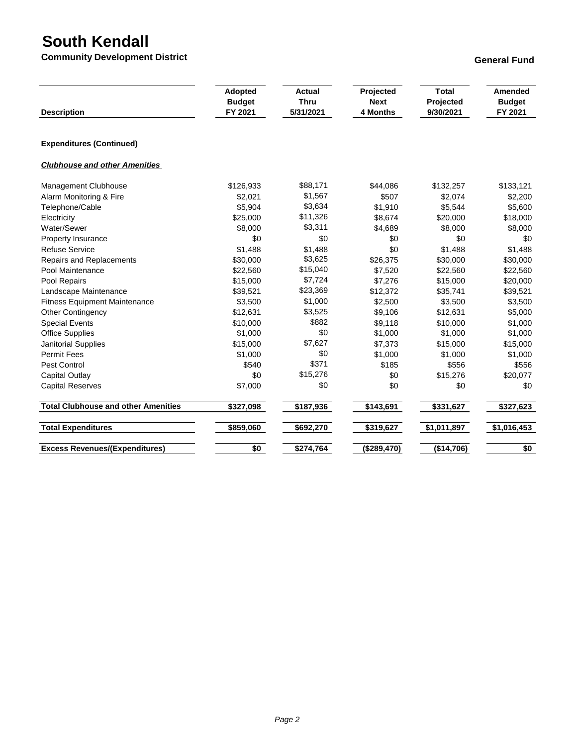# South Kendall

**Community Development District**

**General Fund**

| Description | Adopted Budget FY 2021 | Actual Thru 5/31/2021 | Projected Next 4 Months | Total Projected 9/30/2021 | Amended Budget FY 2021 |
|---|---|---|---|---|---|
| **Expenditures (Continued)** | | | | | |
| ***Clubhouse and other Amenities*** | | | | | |
| Management Clubhouse | $126,933 | $88,171 | $44,086 | $132,257 | $133,121 |
| Alarm Monitoring & Fire | $2,021 | $1,567 | $507 | $2,074 | $2,200 |
| Telephone/Cable | $5,904 | $3,634 | $1,910 | $5,544 | $5,600 |
| Electricity | $25,000 | $11,326 | $8,674 | $20,000 | $18,000 |
| Water/Sewer | $8,000 | $3,311 | $4,689 | $8,000 | $8,000 |
| Property Insurance | $0 | $0 | $0 | $0 | $0 |
| Refuse Service | $1,488 | $1,488 | $0 | $1,488 | $1,488 |
| Repairs and Replacements | $30,000 | $3,625 | $26,375 | $30,000 | $30,000 |
| Pool Maintenance | $22,560 | $15,040 | $7,520 | $22,560 | $22,560 |
| Pool Repairs | $15,000 | $7,724 | $7,276 | $15,000 | $20,000 |
| Landscape Maintenance | $39,521 | $23,369 | $12,372 | $35,741 | $39,521 |
| Fitness Equipment Maintenance | $3,500 | $1,000 | $2,500 | $3,500 | $3,500 |
| Other Contingency | $12,631 | $3,525 | $9,106 | $12,631 | $5,000 |
| Special Events | $10,000 | $882 | $9,118 | $10,000 | $1,000 |
| Office Supplies | $1,000 | $0 | $1,000 | $1,000 | $1,000 |
| Janitorial Supplies | $15,000 | $7,627 | $7,373 | $15,000 | $15,000 |
| Permit Fees | $1,000 | $0 | $1,000 | $1,000 | $1,000 |
| Pest Control | $540 | $371 | $185 | $556 | $556 |
| Capital Outlay | $0 | $15,276 | $0 | $15,276 | $20,077 |
| Capital Reserves | $7,000 | $0 | $0 | $0 | $0 |
| **Total Clubhouse and other Amenities** | **$327,098** | **$187,936** | **$143,691** | **$331,627** | **$327,623** |
| **Total Expenditures** | **$859,060** | **$692,270** | **$319,627** | **$1,011,897** | **$1,016,453** |
| **Excess Revenues/(Expenditures)** | **$0** | **$274,764** | **($289,470)** | **($14,706)** | **$0** |